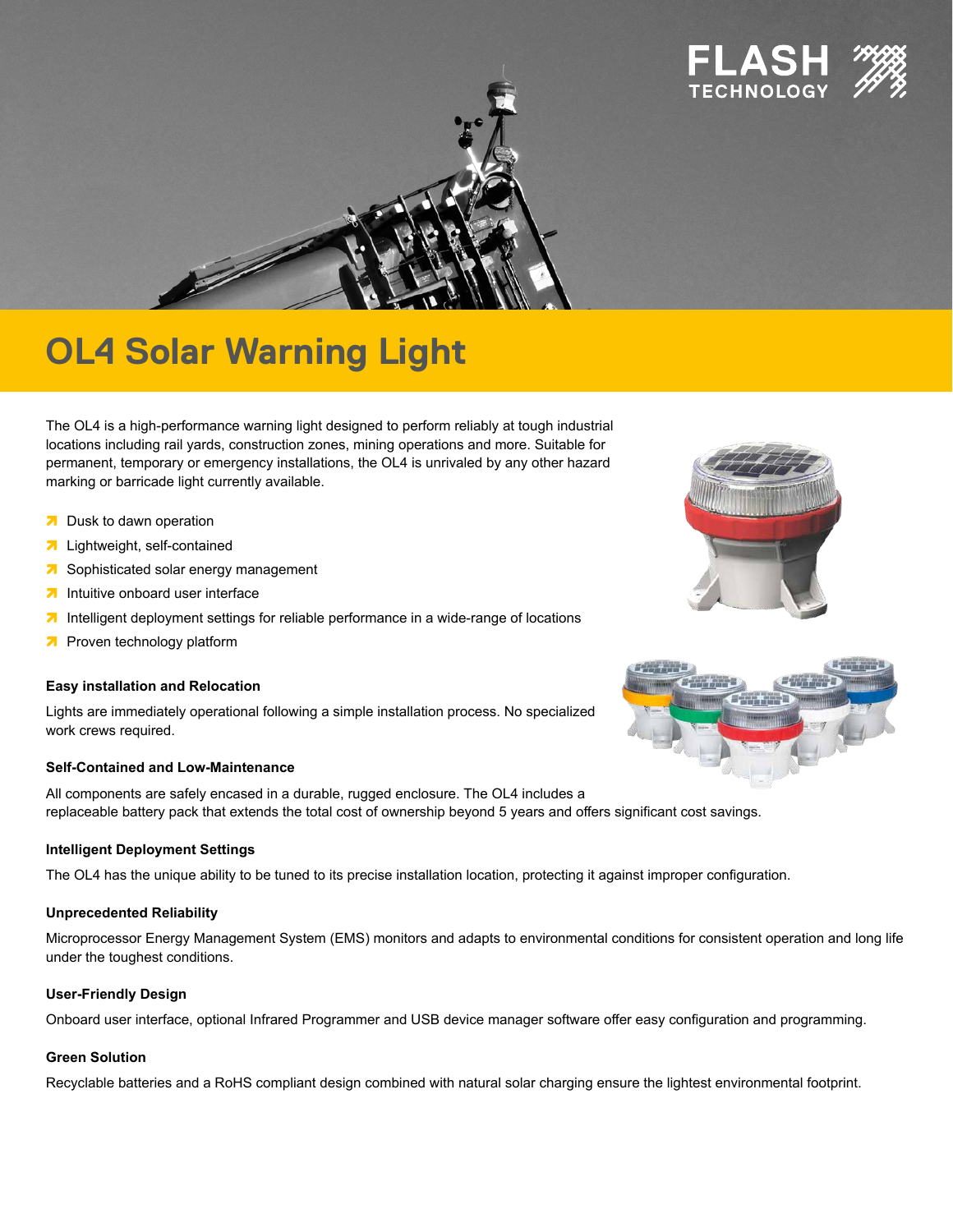# OL4 Solar Warning Light

The OL4 is a high-performance warning light designed to perform reliably at tough industrial locations including rail yards, construction zones, mining operations and more. Suitable for permanent, temporary or emergency installations, the OL4 is unrivaled by any other hazard marking or barricade light currently available.

- Dusk to dawn operation
- Lightweight, self-contained
- Sophisticated solar energy management
- Intuitive onboard user interface
- Intelligent deployment settings for reliable performance in a wide-range of locations
- Proven technology platform

**Easy installation and Relocation**

Lights are immediately operational following a simple installation process. No specialized work crews required.

**Self-Contained and Low-Maintenance**

All components are safely encased in a durable, rugged enclosure. The OL4 includes a replaceable battery pack that extends the total cost of ownership beyond 5 years and offers significant cost savings.

**Intelligent Deployment Settings**

The OL4 has the unique ability to be tuned to its precise installation location, protecting it against improper configuration.

**Unprecedented Reliability**

Microprocessor Energy Management System (EMS) monitors and adapts to environmental conditions for consistent operation and long life under the toughest conditions.

**User-Friendly Design**

Onboard user interface, optional Infrared Programmer and USB device manager software offer easy configuration and programming.

**Green Solution**

Recyclable batteries and a RoHS compliant design combined with natural solar charging ensure the lightest environmental footprint.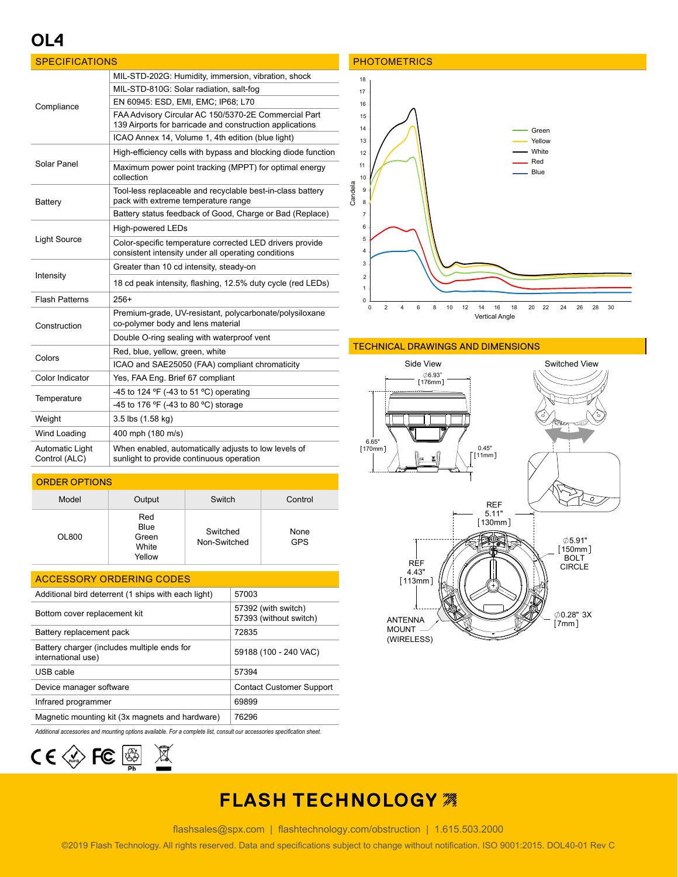# OL4

## SPECIFICATIONS

| | |
|---|---|
| Compliance | MIL-STD-202G: Humidity, immersion, vibration, shock |
| | MIL-STD-810G: Solar radiation, salt-fog |
| | EN 60945: ESD, EMI, EMC; IP68; L70 |
| | FAA Advisory Circular AC 150/5370-2E Commercial Part 139 Airports for barricade and construction applications |
| | ICAO Annex 14, Volume 1, 4th edition (blue light) |
| Solar Panel | High-efficiency cells with bypass and blocking diode function |
| | Maximum power point tracking (MPPT) for optimal energy collection |
| Battery | Tool-less replaceable and recyclable best-in-class battery pack with extreme temperature range |
| | Battery status feedback of Good, Charge or Bad (Replace) |
| Light Source | High-powered LEDs |
| | Color-specific temperature corrected LED drivers provide consistent intensity under all operating conditions |
| Intensity | Greater than 10 cd intensity, steady-on |
| | 18 cd peak intensity, flashing, 12.5% duty cycle (red LEDs) |
| Flash Patterns | 256+ |
| Construction | Premium-grade, UV-resistant, polycarbonate/polysiloxane co-polymer body and lens material |
| | Double O-ring sealing with waterproof vent |
| Colors | Red, blue, yellow, green, white |
| | ICAO and SAE25050 (FAA) compliant chromaticity |
| Color Indicator | Yes, FAA Eng. Brief 67 compliant |
| Temperature | -45 to 124 ºF (-43 to 51 ºC) operating |
| | -45 to 176 ºF (-43 to 80 ºC) storage |
| Weight | 3.5 lbs (1.58 kg) |
| Wind Loading | 400 mph (180 m/s) |
| Automatic Light Control (ALC) | When enabled, automatically adjusts to low levels of sunlight to provide continuous operation |

## ORDER OPTIONS

| Model | Output | Switch | Control |
|---|---|---|---|
| OL800 | Red<br>Blue<br>Green<br>White<br>Yellow | Switched<br>Non-Switched | None<br>GPS |

## ACCESSORY ORDERING CODES

| | |
|---|---|
| Additional bird deterrent (1 ships with each light) | 57003 |
| Bottom cover replacement kit | 57392 (with switch)<br>57393 (without switch) |
| Battery replacement pack | 72835 |
| Battery charger (includes multiple ends for international use) | 59188 (100 - 240 VAC) |
| USB cable | 57394 |
| Device manager software | Contact Customer Support |
| Infrared programmer | 69899 |
| Magnetic mounting kit (3x magnets and hardware) | 76296 |

*Additional accessories and mounting options available. For a complete list, consult our accessories specification sheet.*

## PHOTOMETRICS

Candela
18 17 16 15 14 13 12 11 10 9 8 7 6 5 4 3 2 1 0
0 2 4 6 8 10 12 14 16 18 20 22 24 26 28 30
Vertical Angle
Green
Yellow
White
Red
Blue

## TECHNICAL DRAWINGS AND DIMENSIONS

Side View
Switched View
⌀6.93" [176mm]
6.65" [170mm]
0.45" [11mm]
REF 5.11" [130mm]
REF 4.43" [113mm]
⌀5.91" [150mm] BOLT CIRCLE
⌀0.28" 3X [7mm]
ANTENNA MOUNT (WIRELESS)

**FLASH TECHNOLOGY**

flashsales@spx.com | flashtechnology.com/obstruction | 1.615.503.2000

©2019 Flash Technology. All rights reserved. Data and specifications subject to change without notification. ISO 9001:2015. DOL40-01 Rev C